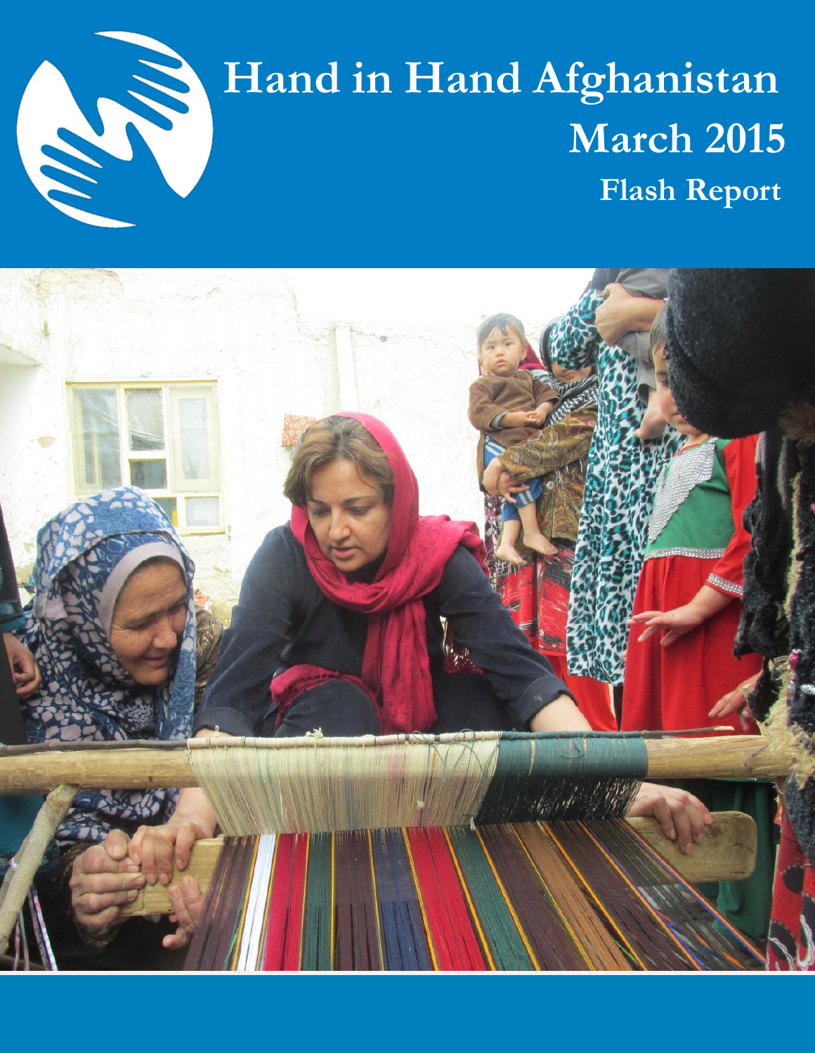# Hand in Hand Afghanistan

## March 2015

### Flash Report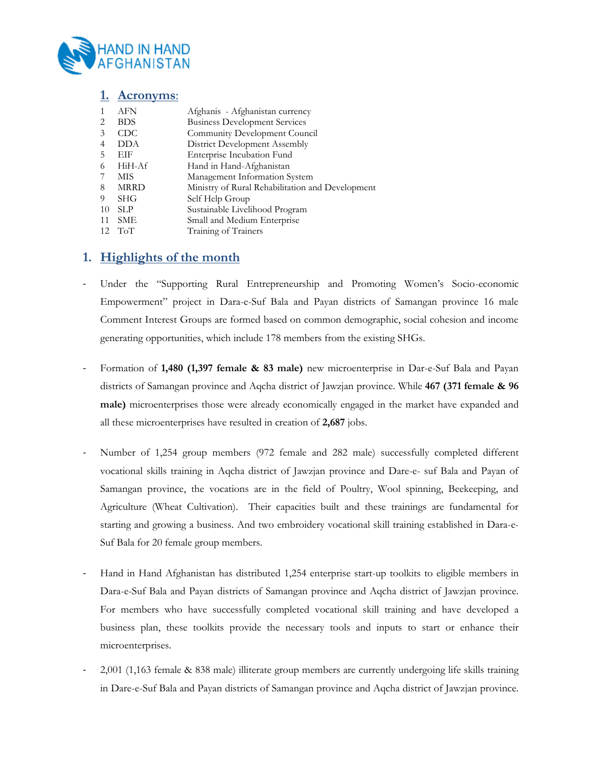## 1. Acronyms:

| | | |
|---|---|---|
| 1 | AFN | Afghanis - Afghanistan currency |
| 2 | BDS | Business Development Services |
| 3 | CDC | Community Development Council |
| 4 | DDA | District Development Assembly |
| 5 | EIF | Enterprise Incubation Fund |
| 6 | HiH-Af | Hand in Hand-Afghanistan |
| 7 | MIS | Management Information System |
| 8 | MRRD | Ministry of Rural Rehabilitation and Development |
| 9 | SHG | Self Help Group |
| 10 | SLP | Sustainable Livelihood Program |
| 11 | SME | Small and Medium Enterprise |
| 12 | ToT | Training of Trainers |

## 1. Highlights of the month

- Under the "Supporting Rural Entrepreneurship and Promoting Women's Socio-economic Empowerment" project in Dara-e-Suf Bala and Payan districts of Samangan province 16 male Comment Interest Groups are formed based on common demographic, social cohesion and income generating opportunities, which include 178 members from the existing SHGs.

- Formation of **1,480 (1,397 female & 83 male)** new microenterprise in Dar-e-Suf Bala and Payan districts of Samangan province and Aqcha district of Jawzjan province. While **467 (371 female & 96 male)** microenterprises those were already economically engaged in the market have expanded and all these microenterprises have resulted in creation of **2,687** jobs.

- Number of 1,254 group members (972 female and 282 male) successfully completed different vocational skills training in Aqcha district of Jawzjan province and Dare-e- suf Bala and Payan of Samangan province, the vocations are in the field of Poultry, Wool spinning, Beekeeping, and Agriculture (Wheat Cultivation). Their capacities built and these trainings are fundamental for starting and growing a business. And two embroidery vocational skill training established in Dara-e-Suf Bala for 20 female group members.

- Hand in Hand Afghanistan has distributed 1,254 enterprise start-up toolkits to eligible members in Dara-e-Suf Bala and Payan districts of Samangan province and Aqcha district of Jawzjan province. For members who have successfully completed vocational skill training and have developed a business plan, these toolkits provide the necessary tools and inputs to start or enhance their microenterprises.

- 2,001 (1,163 female & 838 male) illiterate group members are currently undergoing life skills training in Dare-e-Suf Bala and Payan districts of Samangan province and Aqcha district of Jawzjan province.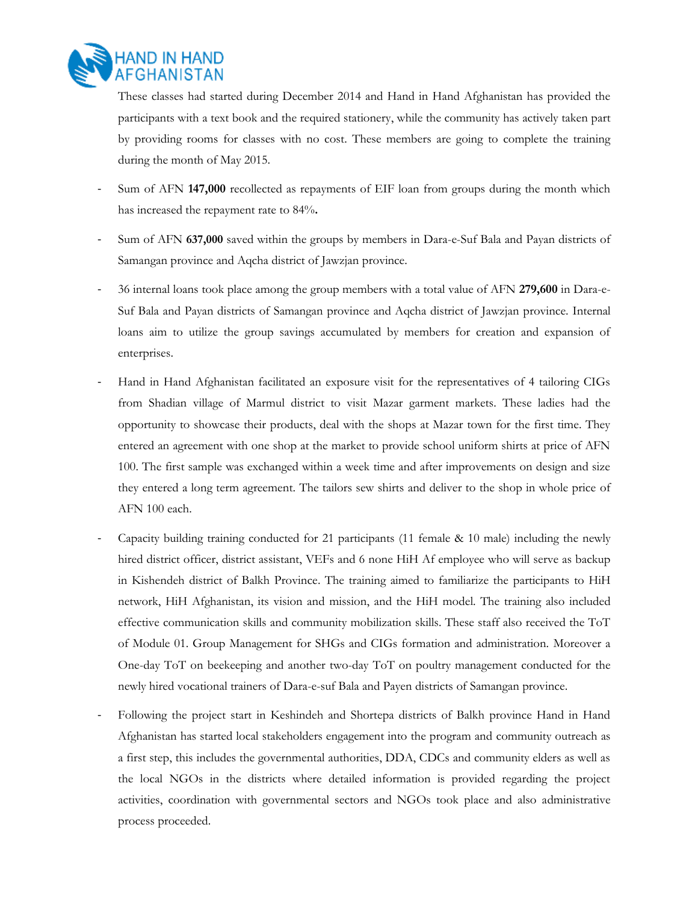These classes had started during December 2014 and Hand in Hand Afghanistan has provided the participants with a text book and the required stationery, while the community has actively taken part by providing rooms for classes with no cost. These members are going to complete the training during the month of May 2015.

- Sum of AFN **147,000** recollected as repayments of EIF loan from groups during the month which has increased the repayment rate to 84%**.**
- Sum of AFN **637,000** saved within the groups by members in Dara-e-Suf Bala and Payan districts of Samangan province and Aqcha district of Jawzjan province.
- 36 internal loans took place among the group members with a total value of AFN **279,600** in Dara-e-Suf Bala and Payan districts of Samangan province and Aqcha district of Jawzjan province. Internal loans aim to utilize the group savings accumulated by members for creation and expansion of enterprises.
- Hand in Hand Afghanistan facilitated an exposure visit for the representatives of 4 tailoring CIGs from Shadian village of Marmul district to visit Mazar garment markets. These ladies had the opportunity to showcase their products, deal with the shops at Mazar town for the first time. They entered an agreement with one shop at the market to provide school uniform shirts at price of AFN 100. The first sample was exchanged within a week time and after improvements on design and size they entered a long term agreement. The tailors sew shirts and deliver to the shop in whole price of AFN 100 each.
- Capacity building training conducted for 21 participants (11 female & 10 male) including the newly hired district officer, district assistant, VEFs and 6 none HiH Af employee who will serve as backup in Kishendeh district of Balkh Province. The training aimed to familiarize the participants to HiH network, HiH Afghanistan, its vision and mission, and the HiH model. The training also included effective communication skills and community mobilization skills. These staff also received the ToT of Module 01. Group Management for SHGs and CIGs formation and administration. Moreover a One-day ToT on beekeeping and another two-day ToT on poultry management conducted for the newly hired vocational trainers of Dara-e-suf Bala and Payen districts of Samangan province.
- Following the project start in Keshindeh and Shortepa districts of Balkh province Hand in Hand Afghanistan has started local stakeholders engagement into the program and community outreach as a first step, this includes the governmental authorities, DDA, CDCs and community elders as well as the local NGOs in the districts where detailed information is provided regarding the project activities, coordination with governmental sectors and NGOs took place and also administrative process proceeded.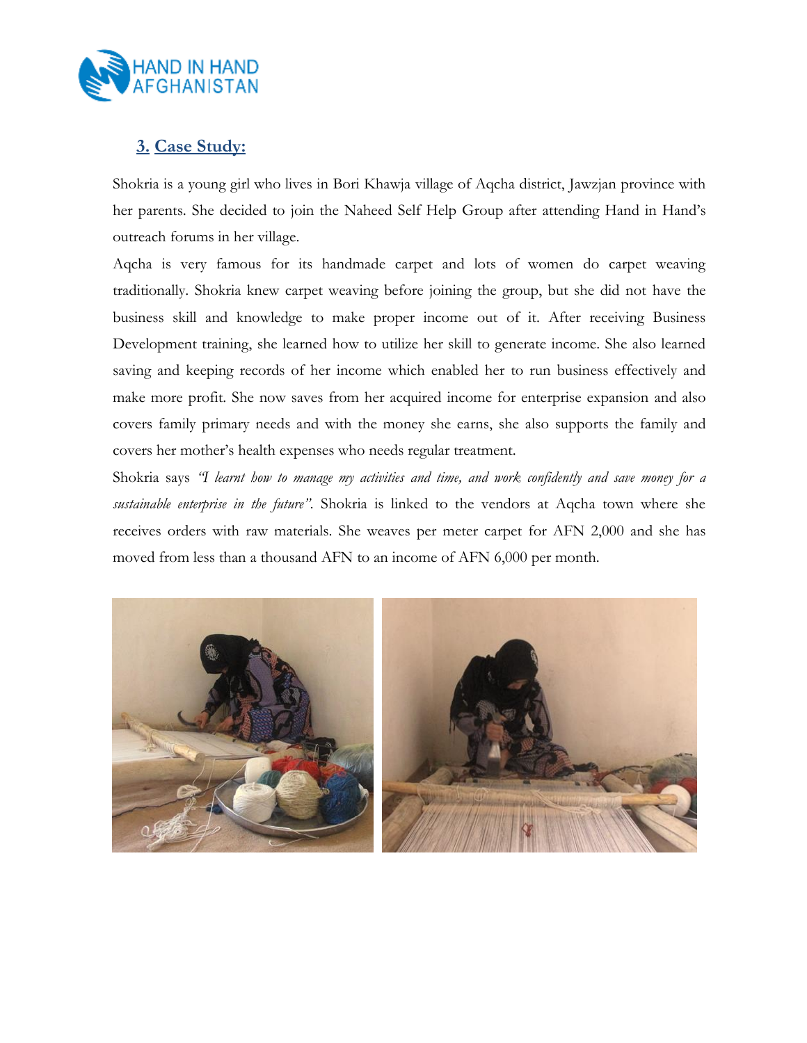## 3. Case Study:

Shokria is a young girl who lives in Bori Khawja village of Aqcha district, Jawzjan province with her parents. She decided to join the Naheed Self Help Group after attending Hand in Hand's outreach forums in her village.

Aqcha is very famous for its handmade carpet and lots of women do carpet weaving traditionally. Shokria knew carpet weaving before joining the group, but she did not have the business skill and knowledge to make proper income out of it. After receiving Business Development training, she learned how to utilize her skill to generate income. She also learned saving and keeping records of her income which enabled her to run business effectively and make more profit. She now saves from her acquired income for enterprise expansion and also covers family primary needs and with the money she earns, she also supports the family and covers her mother's health expenses who needs regular treatment.

Shokria says *"I learnt how to manage my activities and time, and work confidently and save money for a sustainable enterprise in the future"*. Shokria is linked to the vendors at Aqcha town where she receives orders with raw materials. She weaves per meter carpet for AFN 2,000 and she has moved from less than a thousand AFN to an income of AFN 6,000 per month.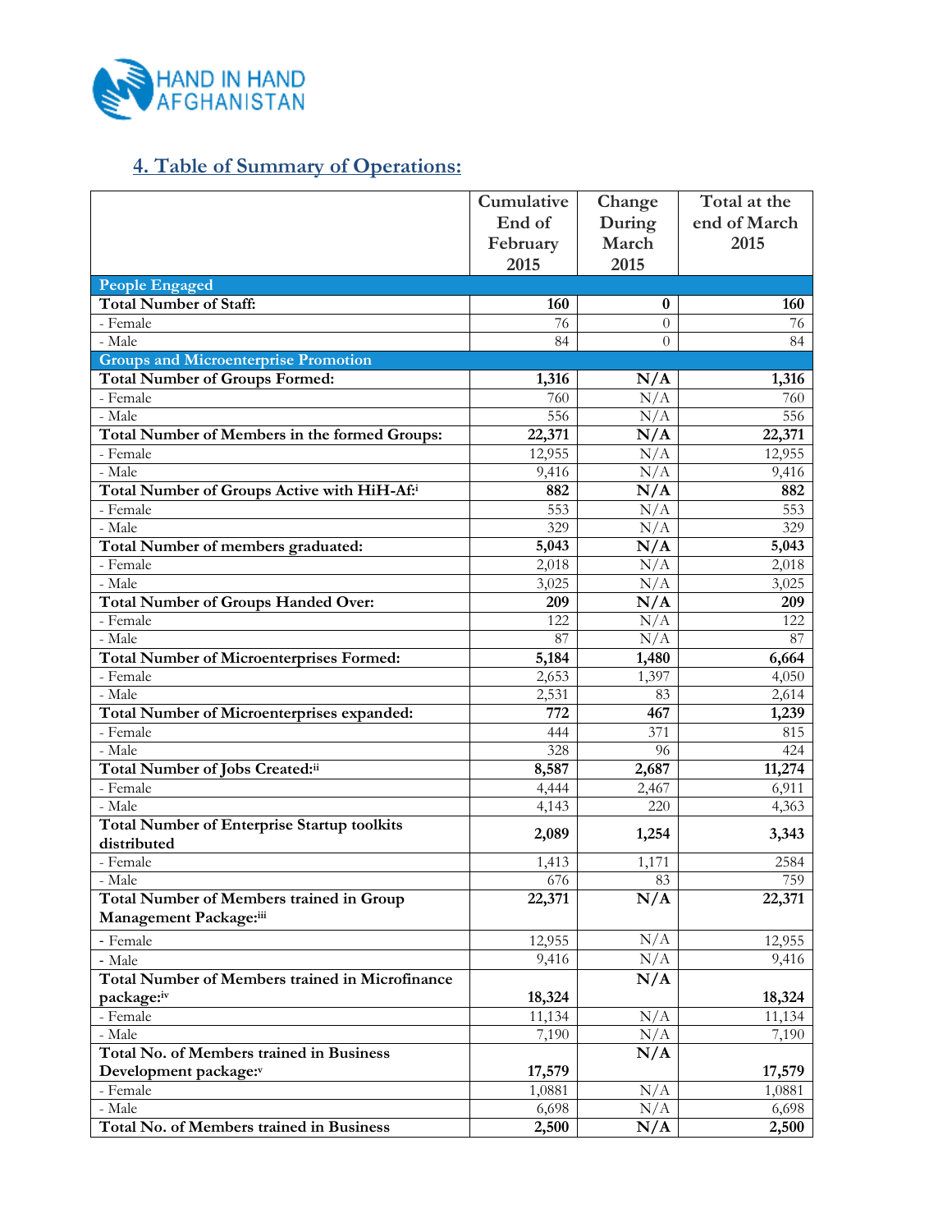## 4. Table of Summary of Operations:

| | Cumulative End of February 2015 | Change During March 2015 | Total at the end of March 2015 |
|---|---|---|---|
| **People Engaged** | | | |
| **Total Number of Staff:** | **160** | **0** | **160** |
| - Female | 76 | 0 | 76 |
| - Male | 84 | 0 | 84 |
| **Groups and Microenterprise Promotion** | | | |
| **Total Number of Groups Formed:** | **1,316** | **N/A** | **1,316** |
| - Female | 760 | N/A | 760 |
| - Male | 556 | N/A | 556 |
| **Total Number of Members in the formed Groups:** | **22,371** | **N/A** | **22,371** |
| - Female | 12,955 | N/A | 12,955 |
| - Male | 9,416 | N/A | 9,416 |
| **Total Number of Groups Active with HiH-Af:**[i] | **882** | **N/A** | **882** |
| - Female | 553 | N/A | 553 |
| - Male | 329 | N/A | 329 |
| **Total Number of members graduated:** | **5,043** | **N/A** | **5,043** |
| - Female | 2,018 | N/A | 2,018 |
| - Male | 3,025 | N/A | 3,025 |
| **Total Number of Groups Handed Over:** | **209** | **N/A** | **209** |
| - Female | 122 | N/A | 122 |
| - Male | 87 | N/A | 87 |
| **Total Number of Microenterprises Formed:** | **5,184** | **1,480** | **6,664** |
| - Female | 2,653 | 1,397 | 4,050 |
| - Male | 2,531 | 83 | 2,614 |
| **Total Number of Microenterprises expanded:** | **772** | **467** | **1,239** |
| - Female | 444 | 371 | 815 |
| - Male | 328 | 96 | 424 |
| **Total Number of Jobs Created:**[ii] | **8,587** | **2,687** | **11,274** |
| - Female | 4,444 | 2,467 | 6,911 |
| - Male | 4,143 | 220 | 4,363 |
| **Total Number of Enterprise Startup toolkits distributed** | **2,089** | **1,254** | **3,343** |
| - Female | 1,413 | 1,171 | 2584 |
| - Male | 676 | 83 | 759 |
| **Total Number of Members trained in Group Management Package:**[iii] | **22,371** | **N/A** | **22,371** |
| - Female | 12,955 | N/A | 12,955 |
| - Male | 9,416 | N/A | 9,416 |
| **Total Number of Members trained in Microfinance package:**[iv] | **18,324** | **N/A** | **18,324** |
| - Female | 11,134 | N/A | 11,134 |
| - Male | 7,190 | N/A | 7,190 |
| **Total No. of Members trained in Business Development package:**[v] | **17,579** | **N/A** | **17,579** |
| - Female | 1,0881 | N/A | 1,0881 |
| - Male | 6,698 | N/A | 6,698 |
| **Total No. of Members trained in Business** | **2,500** | **N/A** | **2,500** |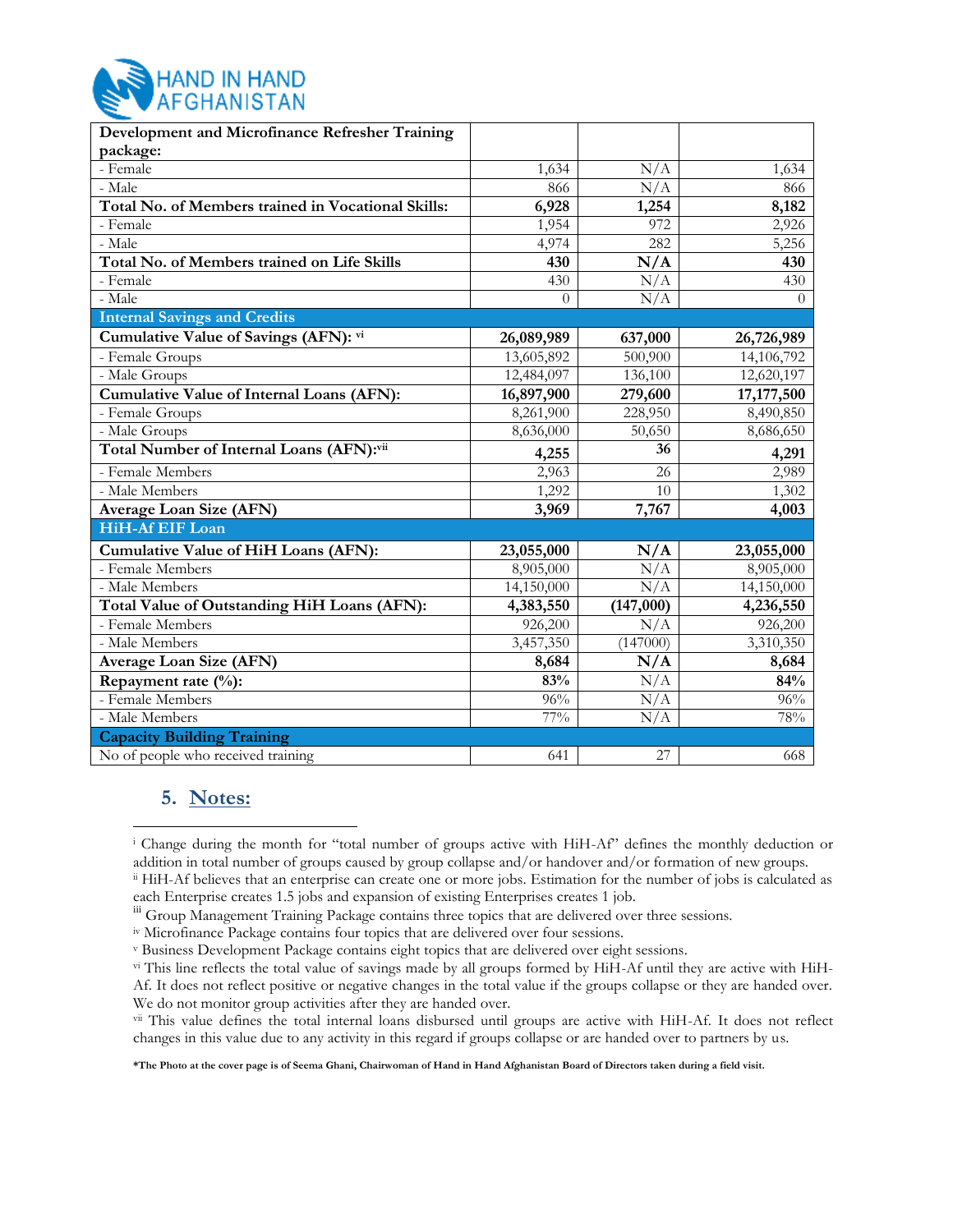| | | | |
|---|---|---|---|
| **Development and Microfinance Refresher Training package:** | | | |
| - Female | 1,634 | N/A | 1,634 |
| - Male | 866 | N/A | 866 |
| **Total No. of Members trained in Vocational Skills:** | **6,928** | **1,254** | **8,182** |
| - Female | 1,954 | 972 | 2,926 |
| - Male | 4,974 | 282 | 5,256 |
| **Total No. of Members trained on Life Skills** | **430** | **N/A** | **430** |
| - Female | 430 | N/A | 430 |
| - Male | 0 | N/A | 0 |
| **Internal Savings and Credits** | | | |
| **Cumulative Value of Savings (AFN):** [vi] | **26,089,989** | **637,000** | **26,726,989** |
| - Female Groups | 13,605,892 | 500,900 | 14,106,792 |
| - Male Groups | 12,484,097 | 136,100 | 12,620,197 |
| **Cumulative Value of Internal Loans (AFN):** | **16,897,900** | **279,600** | **17,177,500** |
| - Female Groups | 8,261,900 | 228,950 | 8,490,850 |
| - Male Groups | 8,636,000 | 50,650 | 8,686,650 |
| **Total Number of Internal Loans (AFN):**[vii] | **4,255** | **36** | **4,291** |
| - Female Members | 2,963 | 26 | 2,989 |
| - Male Members | 1,292 | 10 | 1,302 |
| **Average Loan Size (AFN)** | **3,969** | **7,767** | **4,003** |
| **HiH-Af EIF Loan** | | | |
| **Cumulative Value of HiH Loans (AFN):** | **23,055,000** | **N/A** | **23,055,000** |
| - Female Members | 8,905,000 | N/A | 8,905,000 |
| - Male Members | 14,150,000 | N/A | 14,150,000 |
| **Total Value of Outstanding HiH Loans (AFN):** | **4,383,550** | **(147,000)** | **4,236,550** |
| - Female Members | 926,200 | N/A | 926,200 |
| - Male Members | 3,457,350 | (147000) | 3,310,350 |
| **Average Loan Size (AFN)** | **8,684** | **N/A** | **8,684** |
| **Repayment rate (%):** | **83%** | N/A | **84%** |
| - Female Members | 96% | N/A | 96% |
| - Male Members | 77% | N/A | 78% |
| **Capacity Building Training** | | | |
| No of people who received training | 641 | 27 | 668 |

## 5. Notes:

[i] Change during the month for "total number of groups active with HiH-Af" defines the monthly deduction or addition in total number of groups caused by group collapse and/or handover and/or formation of new groups.

[ii] HiH-Af believes that an enterprise can create one or more jobs. Estimation for the number of jobs is calculated as each Enterprise creates 1.5 jobs and expansion of existing Enterprises creates 1 job.

[iii] Group Management Training Package contains three topics that are delivered over three sessions.

[iv] Microfinance Package contains four topics that are delivered over four sessions.

[v] Business Development Package contains eight topics that are delivered over eight sessions.

[vi] This line reflects the total value of savings made by all groups formed by HiH-Af until they are active with HiH-Af. It does not reflect positive or negative changes in the total value if the groups collapse or they are handed over. We do not monitor group activities after they are handed over.

[vii] This value defines the total internal loans disbursed until groups are active with HiH-Af. It does not reflect changes in this value due to any activity in this regard if groups collapse or are handed over to partners by us.

**\*The Photo at the cover page is of Seema Ghani, Chairwoman of Hand in Hand Afghanistan Board of Directors taken during a field visit.**